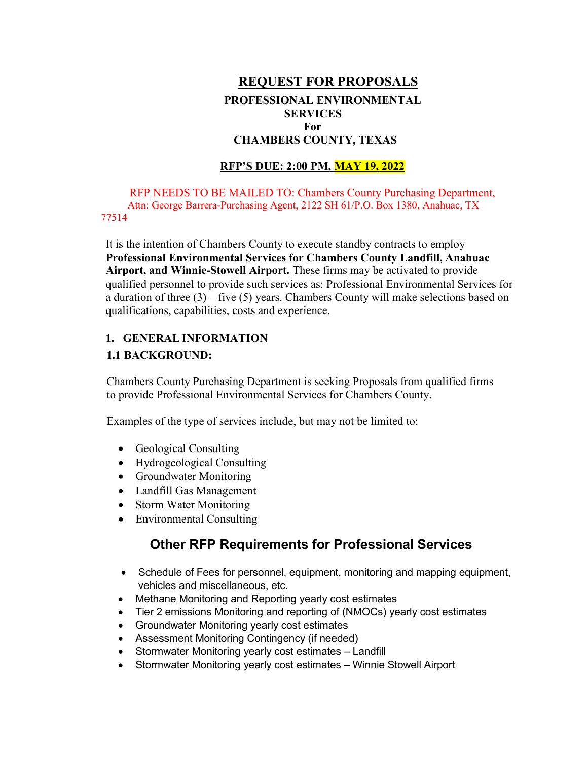# REQUEST FOR PROPOSALS

## PROFESSIONAL ENVIRONMENTAL SERVICES For CHAMBERS COUNTY, TEXAS

**RFP'S DUE: 2:00 PM, MAY 19, 2022**

RFP NEEDS TO BE MAILED TO: Chambers County Purchasing Department, Attn: George Barrera-Purchasing Agent, 2122 SH 61/P.O. Box 1380, Anahuac, TX 77514

It is the intention of Chambers County to execute standby contracts to employ **Professional Environmental Services for Chambers County Landfill, Anahuac Airport, and Winnie-Stowell Airport.** These firms may be activated to provide qualified personnel to provide such services as: Professional Environmental Services for a duration of three (3) – five (5) years. Chambers County will make selections based on qualifications, capabilities, costs and experience.

### 1. GENERAL INFORMATION

### 1.1 BACKGROUND:

Chambers County Purchasing Department is seeking Proposals from qualified firms to provide Professional Environmental Services for Chambers County.

Examples of the type of services include, but may not be limited to:

- Geological Consulting
- Hydrogeological Consulting
- Groundwater Monitoring
- Landfill Gas Management
- Storm Water Monitoring
- Environmental Consulting

## Other RFP Requirements for Professional Services

- Schedule of Fees for personnel, equipment, monitoring and mapping equipment, vehicles and miscellaneous, etc.
- Methane Monitoring and Reporting yearly cost estimates
- Tier 2 emissions Monitoring and reporting of (NMOCs) yearly cost estimates
- Groundwater Monitoring yearly cost estimates
- Assessment Monitoring Contingency (if needed)
- Stormwater Monitoring yearly cost estimates – Landfill
- Stormwater Monitoring yearly cost estimates – Winnie Stowell Airport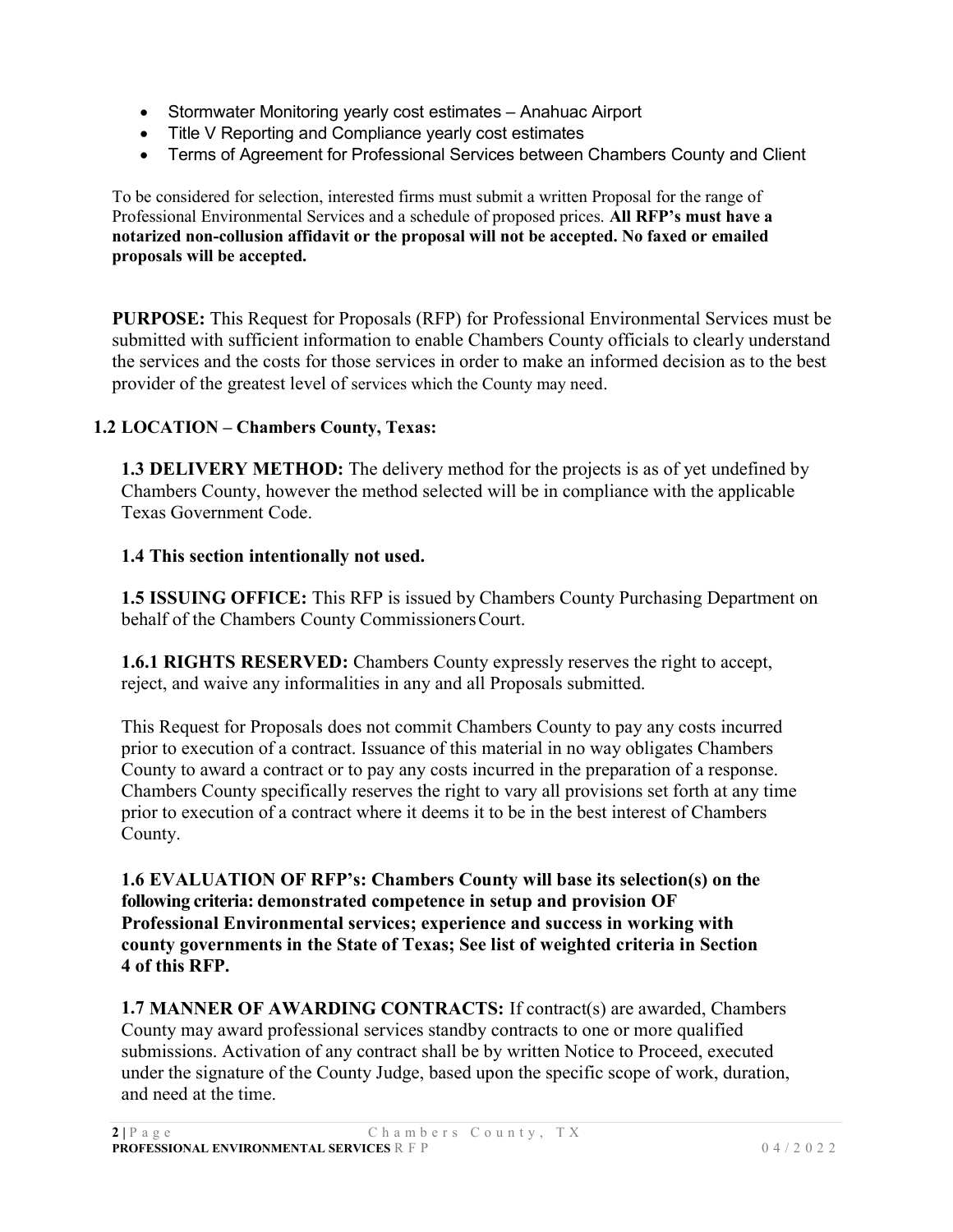- Stormwater Monitoring yearly cost estimates – Anahuac Airport
- Title V Reporting and Compliance yearly cost estimates
- Terms of Agreement for Professional Services between Chambers County and Client

To be considered for selection, interested firms must submit a written Proposal for the range of Professional Environmental Services and a schedule of proposed prices. **All RFP's must have a notarized non-collusion affidavit or the proposal will not be accepted. No faxed or emailed proposals will be accepted.**

**PURPOSE:** This Request for Proposals (RFP) for Professional Environmental Services must be submitted with sufficient information to enable Chambers County officials to clearly understand the services and the costs for those services in order to make an informed decision as to the best provider of the greatest level of services which the County may need.

**1.2 LOCATION – Chambers County, Texas:**

**1.3 DELIVERY METHOD:** The delivery method for the projects is as of yet undefined by Chambers County, however the method selected will be in compliance with the applicable Texas Government Code.

**1.4 This section intentionally not used.**

**1.5 ISSUING OFFICE:** This RFP is issued by Chambers County Purchasing Department on behalf of the Chambers County Commissioners Court.

**1.6.1 RIGHTS RESERVED:** Chambers County expressly reserves the right to accept, reject, and waive any informalities in any and all Proposals submitted.

This Request for Proposals does not commit Chambers County to pay any costs incurred prior to execution of a contract. Issuance of this material in no way obligates Chambers County to award a contract or to pay any costs incurred in the preparation of a response. Chambers County specifically reserves the right to vary all provisions set forth at any time prior to execution of a contract where it deems it to be in the best interest of Chambers County.

**1.6 EVALUATION OF RFP's: Chambers County will base its selection(s) on the following criteria: demonstrated competence in setup and provision OF Professional Environmental services; experience and success in working with county governments in the State of Texas; See list of weighted criteria in Section 4 of this RFP.**

**1.7 MANNER OF AWARDING CONTRACTS:** If contract(s) are awarded, Chambers County may award professional services standby contracts to one or more qualified submissions. Activation of any contract shall be by written Notice to Proceed, executed under the signature of the County Judge, based upon the specific scope of work, duration, and need at the time.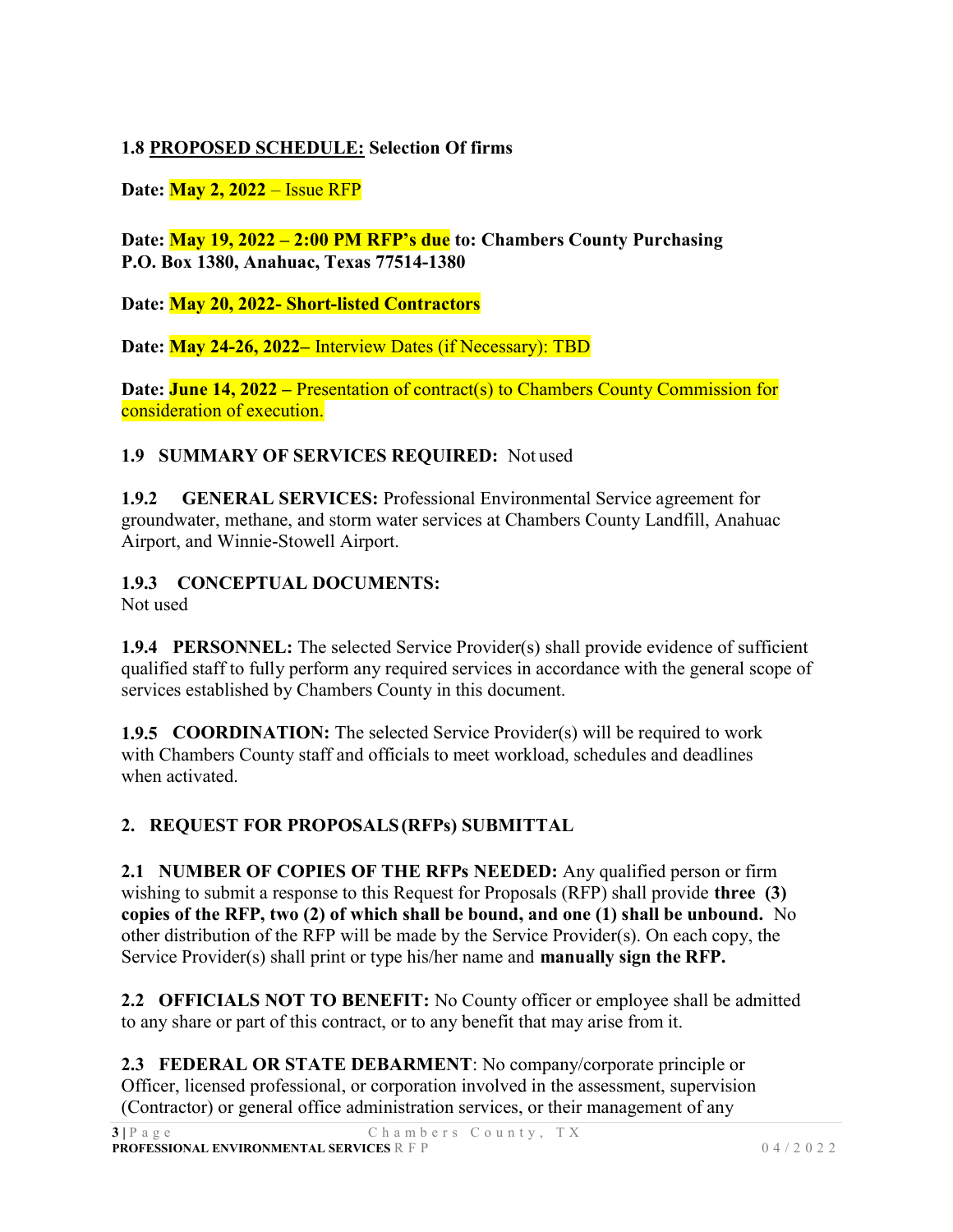**1.8 PROPOSED SCHEDULE: Selection Of firms**

**Date: May 2, 2022** – Issue RFP

**Date: May 19, 2022 – 2:00 PM RFP's due to: Chambers County Purchasing P.O. Box 1380, Anahuac, Texas 77514-1380**

**Date: May 20, 2022- Short-listed Contractors**

**Date: May 24-26, 2022–** Interview Dates (if Necessary): TBD

**Date: June 14, 2022 –** Presentation of contract(s) to Chambers County Commission for consideration of execution.

**1.9 SUMMARY OF SERVICES REQUIRED:** Not used

**1.9.2 GENERAL SERVICES:** Professional Environmental Service agreement for groundwater, methane, and storm water services at Chambers County Landfill, Anahuac Airport, and Winnie-Stowell Airport.

**1.9.3 CONCEPTUAL DOCUMENTS:**
Not used

**1.9.4 PERSONNEL:** The selected Service Provider(s) shall provide evidence of sufficient qualified staff to fully perform any required services in accordance with the general scope of services established by Chambers County in this document.

**1.9.5 COORDINATION:** The selected Service Provider(s) will be required to work with Chambers County staff and officials to meet workload, schedules and deadlines when activated.

## 2. REQUEST FOR PROPOSALS (RFPs) SUBMITTAL

**2.1 NUMBER OF COPIES OF THE RFPs NEEDED:** Any qualified person or firm wishing to submit a response to this Request for Proposals (RFP) shall provide **three (3) copies of the RFP, two (2) of which shall be bound, and one (1) shall be unbound.** No other distribution of the RFP will be made by the Service Provider(s). On each copy, the Service Provider(s) shall print or type his/her name and **manually sign the RFP.**

**2.2 OFFICIALS NOT TO BENEFIT:** No County officer or employee shall be admitted to any share or part of this contract, or to any benefit that may arise from it.

**2.3 FEDERAL OR STATE DEBARMENT**: No company/corporate principle or Officer, licensed professional, or corporation involved in the assessment, supervision (Contractor) or general office administration services, or their management of any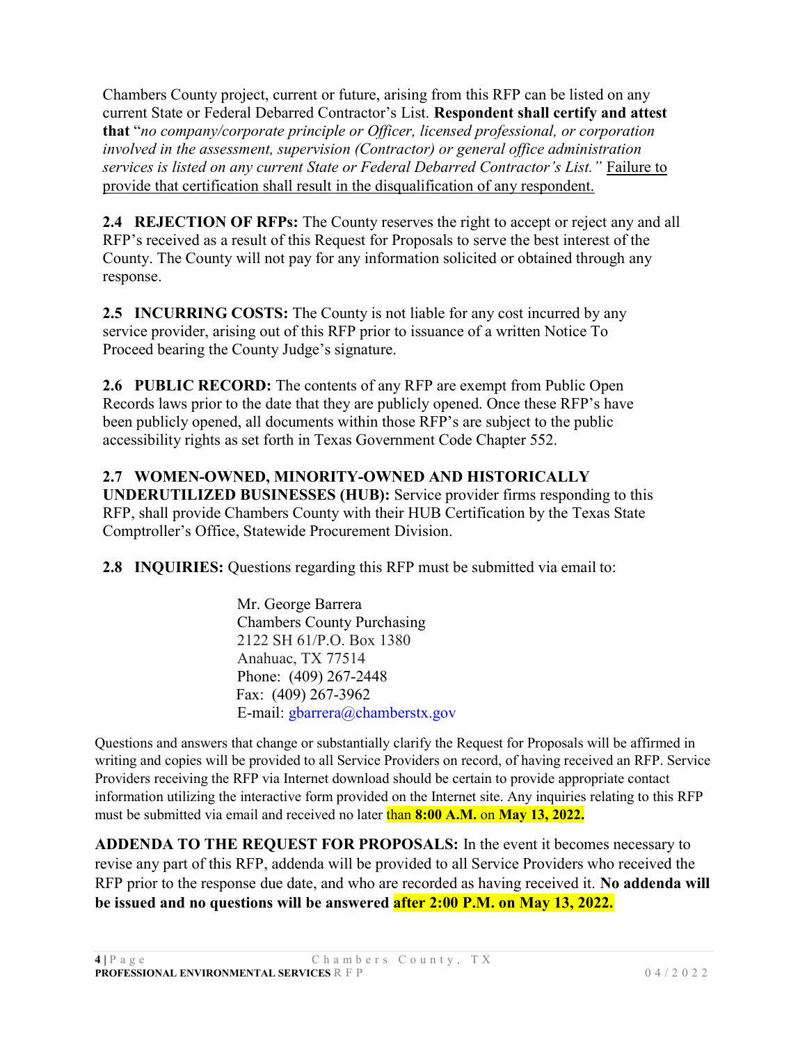Chambers County project, current or future, arising from this RFP can be listed on any current State or Federal Debarred Contractor's List. **Respondent shall certify and attest that** "*no company/corporate principle or Officer, licensed professional, or corporation involved in the assessment, supervision (Contractor) or general office administration services is listed on any current State or Federal Debarred Contractor's List.*" <u>Failure to provide that certification shall result in the disqualification of any respondent.</u>

**2.4 REJECTION OF RFPs:** The County reserves the right to accept or reject any and all RFP's received as a result of this Request for Proposals to serve the best interest of the County. The County will not pay for any information solicited or obtained through any response.

**2.5 INCURRING COSTS:** The County is not liable for any cost incurred by any service provider, arising out of this RFP prior to issuance of a written Notice To Proceed bearing the County Judge's signature.

**2.6 PUBLIC RECORD:** The contents of any RFP are exempt from Public Open Records laws prior to the date that they are publicly opened. Once these RFP's have been publicly opened, all documents within those RFP's are subject to the public accessibility rights as set forth in Texas Government Code Chapter 552.

**2.7 WOMEN-OWNED, MINORITY-OWNED AND HISTORICALLY UNDERUTILIZED BUSINESSES (HUB):** Service provider firms responding to this RFP, shall provide Chambers County with their HUB Certification by the Texas State Comptroller's Office, Statewide Procurement Division.

**2.8 INQUIRIES:** Questions regarding this RFP must be submitted via email to:

Mr. George Barrera
Chambers County Purchasing
2122 SH 61/P.O. Box 1380
Anahuac, TX 77514
Phone: (409) 267-2448
Fax: (409) 267-3962
E-mail: gbarrera@chamberstx.gov

Questions and answers that change or substantially clarify the Request for Proposals will be affirmed in writing and copies will be provided to all Service Providers on record, of having received an RFP. Service Providers receiving the RFP via Internet download should be certain to provide appropriate contact information utilizing the interactive form provided on the Internet site. Any inquiries relating to this RFP must be submitted via email and received no later than **8:00 A.M.** on **May 13, 2022.**

**ADDENDA TO THE REQUEST FOR PROPOSALS:** In the event it becomes necessary to revise any part of this RFP, addenda will be provided to all Service Providers who received the RFP prior to the response due date, and who are recorded as having received it. **No addenda will be issued and no questions will be answered after 2:00 P.M. on May 13, 2022.**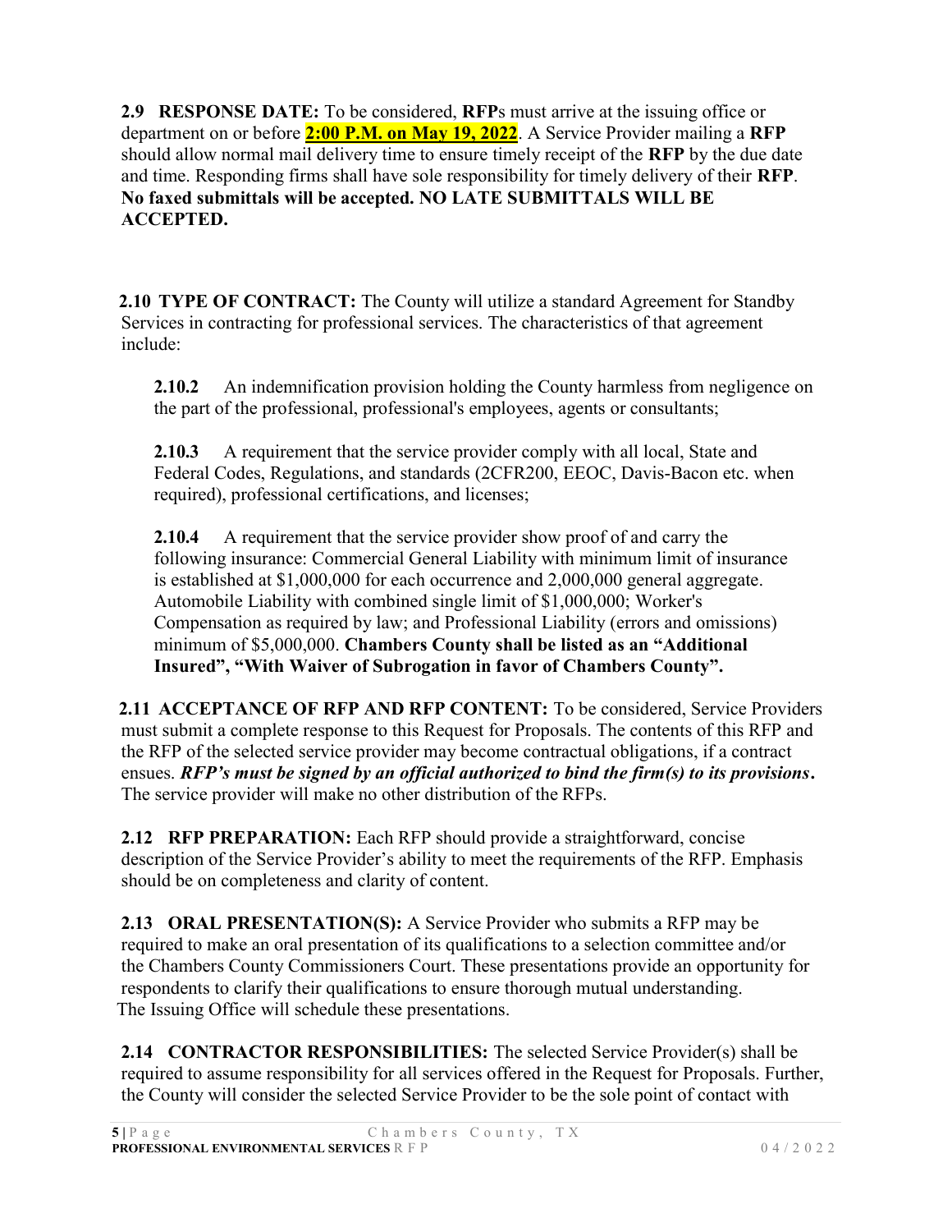**2.9 RESPONSE DATE:** To be considered, **RFP**s must arrive at the issuing office or department on or before **2:00 P.M. on May 19, 2022**. A Service Provider mailing a **RFP** should allow normal mail delivery time to ensure timely receipt of the **RFP** by the due date and time. Responding firms shall have sole responsibility for timely delivery of their **RFP**. **No faxed submittals will be accepted. NO LATE SUBMITTALS WILL BE ACCEPTED.**

**2.10 TYPE OF CONTRACT:** The County will utilize a standard Agreement for Standby Services in contracting for professional services. The characteristics of that agreement include:

**2.10.2** An indemnification provision holding the County harmless from negligence on the part of the professional, professional's employees, agents or consultants;

**2.10.3** A requirement that the service provider comply with all local, State and Federal Codes, Regulations, and standards (2CFR200, EEOC, Davis-Bacon etc. when required), professional certifications, and licenses;

**2.10.4** A requirement that the service provider show proof of and carry the following insurance: Commercial General Liability with minimum limit of insurance is established at $1,000,000 for each occurrence and 2,000,000 general aggregate. Automobile Liability with combined single limit of $1,000,000; Worker's Compensation as required by law; and Professional Liability (errors and omissions) minimum of $5,000,000. **Chambers County shall be listed as an "Additional Insured", "With Waiver of Subrogation in favor of Chambers County".**

**2.11 ACCEPTANCE OF RFP AND RFP CONTENT:** To be considered, Service Providers must submit a complete response to this Request for Proposals. The contents of this RFP and the RFP of the selected service provider may become contractual obligations, if a contract ensues. ***RFP's must be signed by an official authorized to bind the firm(s) to its provisions.*** The service provider will make no other distribution of the RFPs.

**2.12 RFP PREPARATION:** Each RFP should provide a straightforward, concise description of the Service Provider's ability to meet the requirements of the RFP. Emphasis should be on completeness and clarity of content.

**2.13 ORAL PRESENTATION(S):** A Service Provider who submits a RFP may be required to make an oral presentation of its qualifications to a selection committee and/or the Chambers County Commissioners Court. These presentations provide an opportunity for respondents to clarify their qualifications to ensure thorough mutual understanding. The Issuing Office will schedule these presentations.

**2.14 CONTRACTOR RESPONSIBILITIES:** The selected Service Provider(s) shall be required to assume responsibility for all services offered in the Request for Proposals. Further, the County will consider the selected Service Provider to be the sole point of contact with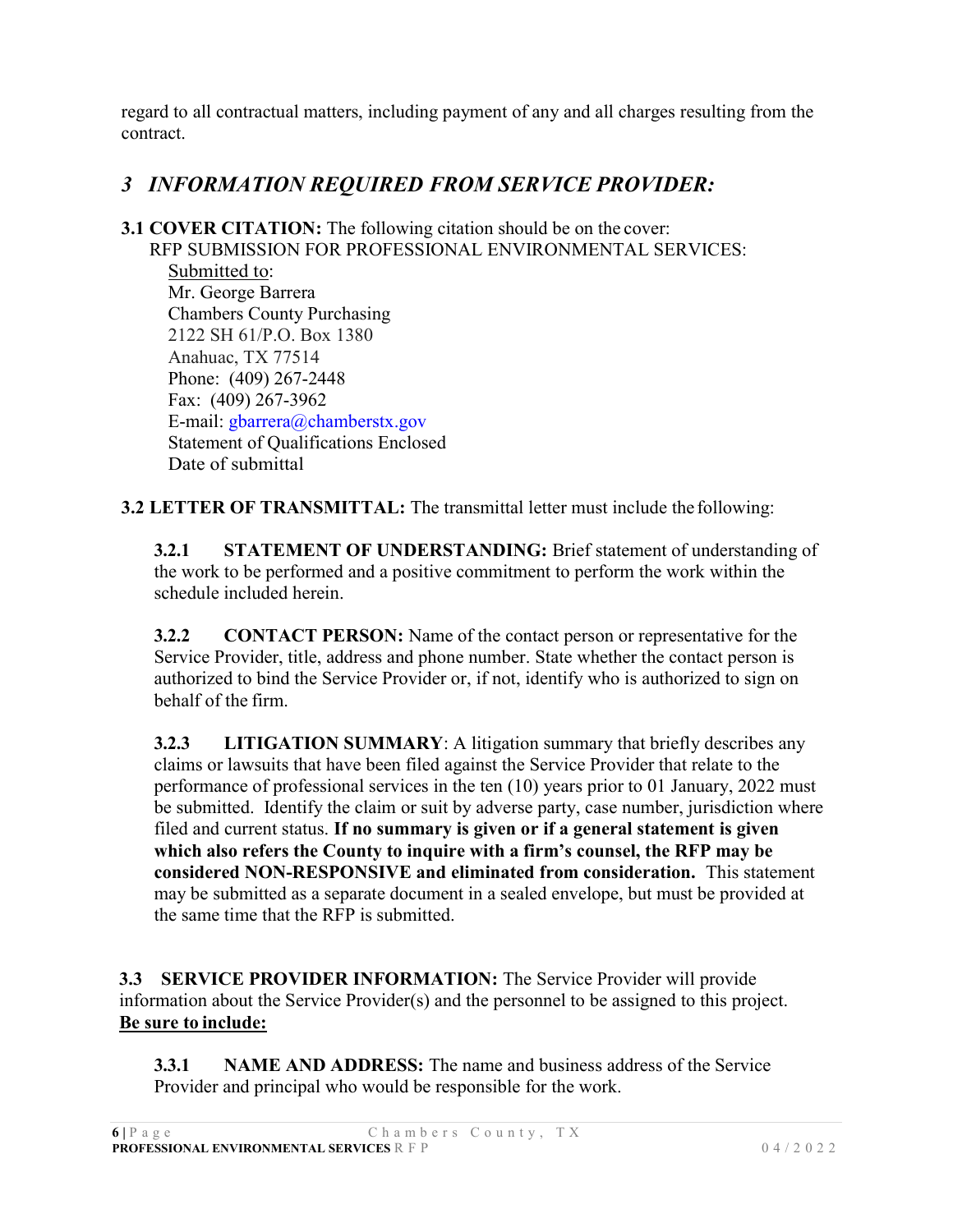regard to all contractual matters, including payment of any and all charges resulting from the contract.

## *3 INFORMATION REQUIRED FROM SERVICE PROVIDER:*

**3.1 COVER CITATION:** The following citation should be on the cover:

RFP SUBMISSION FOR PROFESSIONAL ENVIRONMENTAL SERVICES:

<u>Submitted to</u>:
Mr. George Barrera
Chambers County Purchasing
2122 SH 61/P.O. Box 1380
Anahuac, TX 77514
Phone: (409) 267-2448
Fax: (409) 267-3962
E-mail: gbarrera@chamberstx.gov
Statement of Qualifications Enclosed
Date of submittal

**3.2 LETTER OF TRANSMITTAL:** The transmittal letter must include the following:

**3.2.1 STATEMENT OF UNDERSTANDING:** Brief statement of understanding of the work to be performed and a positive commitment to perform the work within the schedule included herein.

**3.2.2 CONTACT PERSON:** Name of the contact person or representative for the Service Provider, title, address and phone number. State whether the contact person is authorized to bind the Service Provider or, if not, identify who is authorized to sign on behalf of the firm.

**3.2.3 LITIGATION SUMMARY**: A litigation summary that briefly describes any claims or lawsuits that have been filed against the Service Provider that relate to the performance of professional services in the ten (10) years prior to 01 January, 2022 must be submitted. Identify the claim or suit by adverse party, case number, jurisdiction where filed and current status. **If no summary is given or if a general statement is given which also refers the County to inquire with a firm's counsel, the RFP may be considered NON-RESPONSIVE and eliminated from consideration.** This statement may be submitted as a separate document in a sealed envelope, but must be provided at the same time that the RFP is submitted.

**3.3 SERVICE PROVIDER INFORMATION:** The Service Provider will provide information about the Service Provider(s) and the personnel to be assigned to this project. <u>**Be sure to include:**</u>

**3.3.1 NAME AND ADDRESS:** The name and business address of the Service Provider and principal who would be responsible for the work.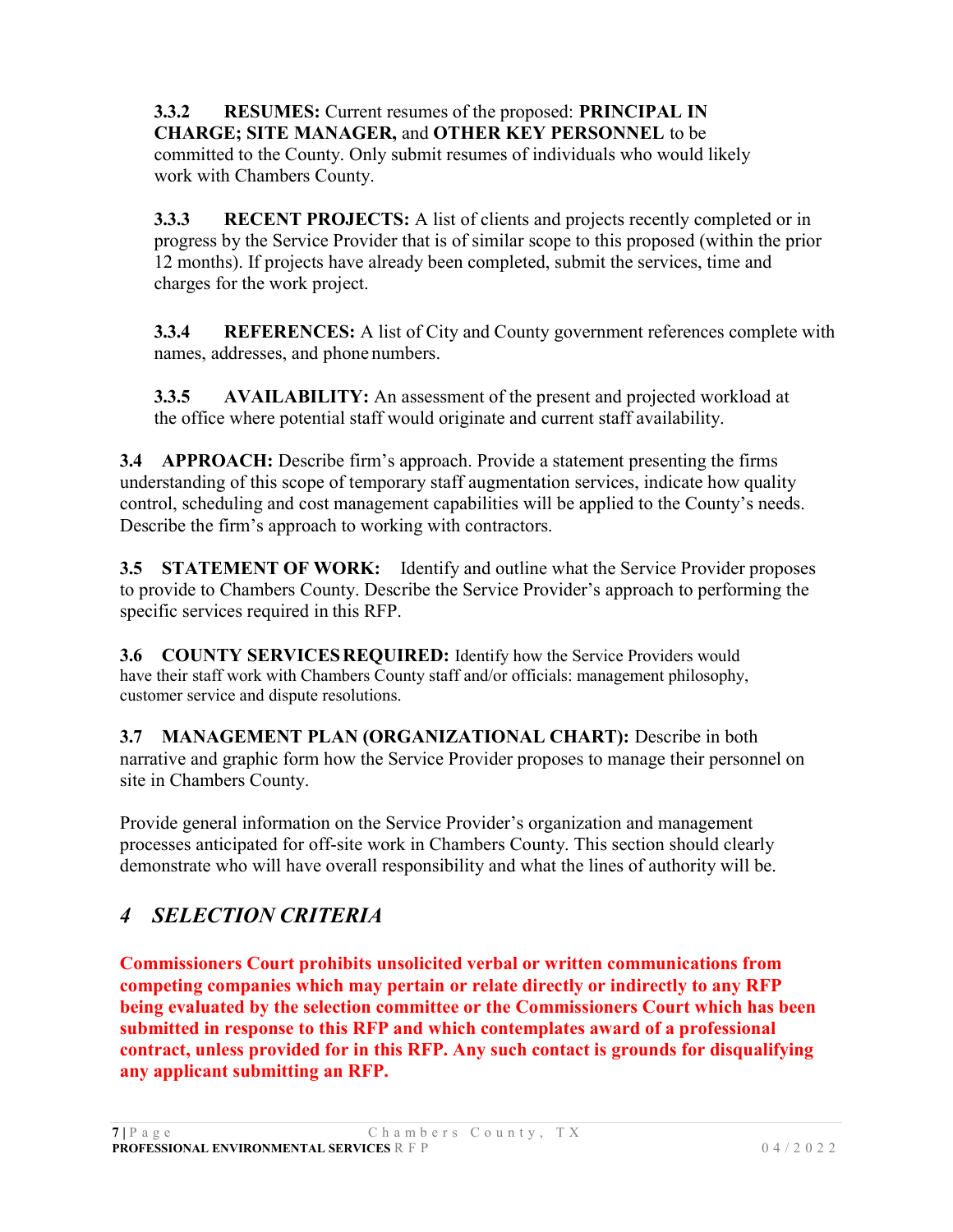**3.3.2 RESUMES:** Current resumes of the proposed: **PRINCIPAL IN CHARGE; SITE MANAGER,** and **OTHER KEY PERSONNEL** to be committed to the County. Only submit resumes of individuals who would likely work with Chambers County.

**3.3.3 RECENT PROJECTS:** A list of clients and projects recently completed or in progress by the Service Provider that is of similar scope to this proposed (within the prior 12 months). If projects have already been completed, submit the services, time and charges for the work project.

**3.3.4 REFERENCES:** A list of City and County government references complete with names, addresses, and phone numbers.

**3.3.5 AVAILABILITY:** An assessment of the present and projected workload at the office where potential staff would originate and current staff availability.

**3.4 APPROACH:** Describe firm's approach. Provide a statement presenting the firms understanding of this scope of temporary staff augmentation services, indicate how quality control, scheduling and cost management capabilities will be applied to the County's needs. Describe the firm's approach to working with contractors.

**3.5 STATEMENT OF WORK:** Identify and outline what the Service Provider proposes to provide to Chambers County. Describe the Service Provider's approach to performing the specific services required in this RFP.

**3.6 COUNTY SERVICES REQUIRED:** Identify how the Service Providers would have their staff work with Chambers County staff and/or officials: management philosophy, customer service and dispute resolutions.

**3.7 MANAGEMENT PLAN (ORGANIZATIONAL CHART):** Describe in both narrative and graphic form how the Service Provider proposes to manage their personnel on site in Chambers County.

Provide general information on the Service Provider's organization and management processes anticipated for off-site work in Chambers County. This section should clearly demonstrate who will have overall responsibility and what the lines of authority will be.

# *4 SELECTION CRITERIA*

**Commissioners Court prohibits unsolicited verbal or written communications from competing companies which may pertain or relate directly or indirectly to any RFP being evaluated by the selection committee or the Commissioners Court which has been submitted in response to this RFP and which contemplates award of a professional contract, unless provided for in this RFP. Any such contact is grounds for disqualifying any applicant submitting an RFP.**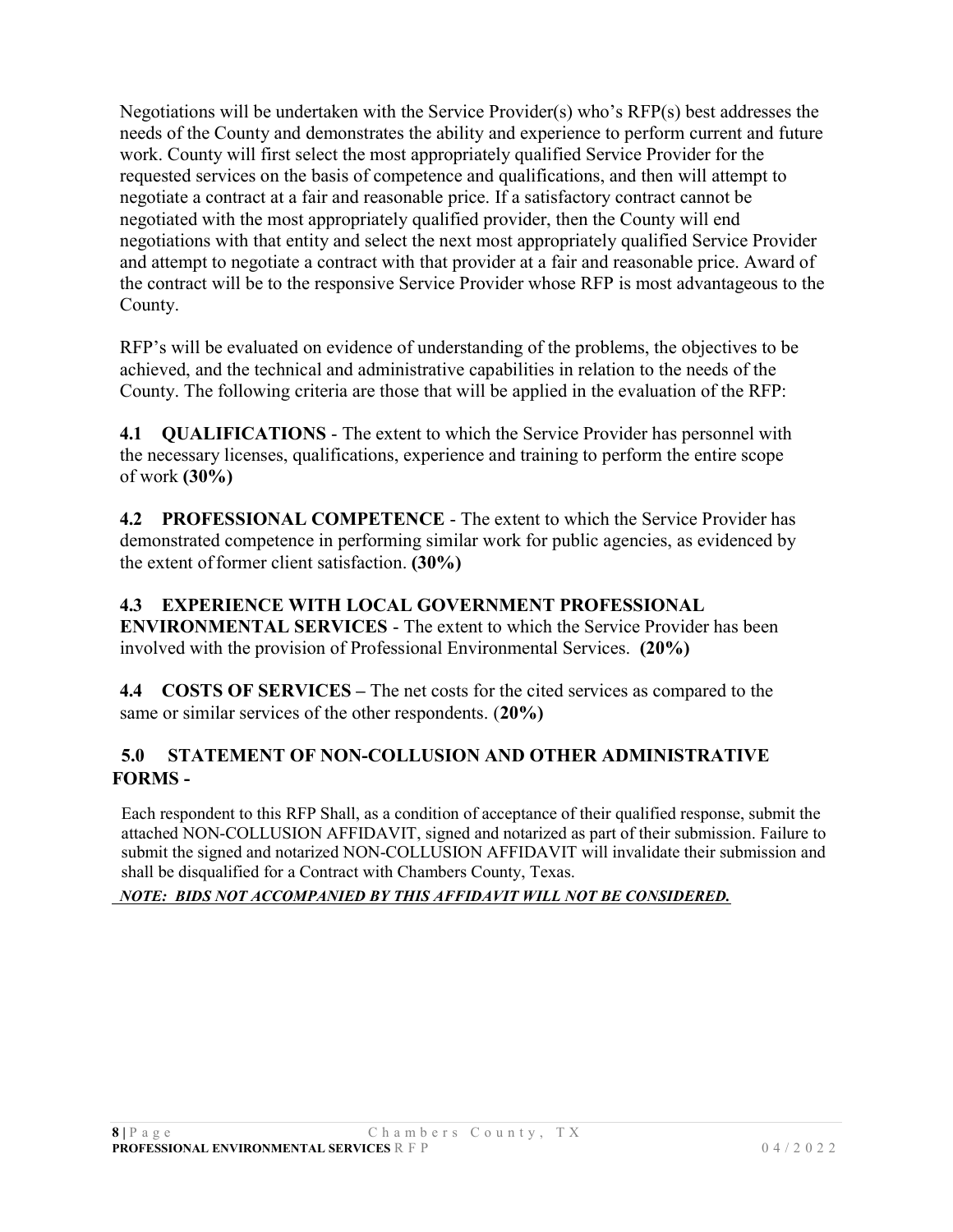Negotiations will be undertaken with the Service Provider(s) who's RFP(s) best addresses the needs of the County and demonstrates the ability and experience to perform current and future work. County will first select the most appropriately qualified Service Provider for the requested services on the basis of competence and qualifications, and then will attempt to negotiate a contract at a fair and reasonable price. If a satisfactory contract cannot be negotiated with the most appropriately qualified provider, then the County will end negotiations with that entity and select the next most appropriately qualified Service Provider and attempt to negotiate a contract with that provider at a fair and reasonable price. Award of the contract will be to the responsive Service Provider whose RFP is most advantageous to the County.

RFP's will be evaluated on evidence of understanding of the problems, the objectives to be achieved, and the technical and administrative capabilities in relation to the needs of the County. The following criteria are those that will be applied in the evaluation of the RFP:

**4.1 QUALIFICATIONS** - The extent to which the Service Provider has personnel with the necessary licenses, qualifications, experience and training to perform the entire scope of work **(30%)**

**4.2 PROFESSIONAL COMPETENCE** - The extent to which the Service Provider has demonstrated competence in performing similar work for public agencies, as evidenced by the extent of former client satisfaction. **(30%)**

**4.3 EXPERIENCE WITH LOCAL GOVERNMENT PROFESSIONAL ENVIRONMENTAL SERVICES** - The extent to which the Service Provider has been involved with the provision of Professional Environmental Services. **(20%)**

**4.4 COSTS OF SERVICES –** The net costs for the cited services as compared to the same or similar services of the other respondents. (**20%)**

## 5.0 STATEMENT OF NON-COLLUSION AND OTHER ADMINISTRATIVE FORMS -

Each respondent to this RFP Shall, as a condition of acceptance of their qualified response, submit the attached NON-COLLUSION AFFIDAVIT, signed and notarized as part of their submission. Failure to submit the signed and notarized NON-COLLUSION AFFIDAVIT will invalidate their submission and shall be disqualified for a Contract with Chambers County, Texas.

***NOTE: BIDS NOT ACCOMPANIED BY THIS AFFIDAVIT WILL NOT BE CONSIDERED.***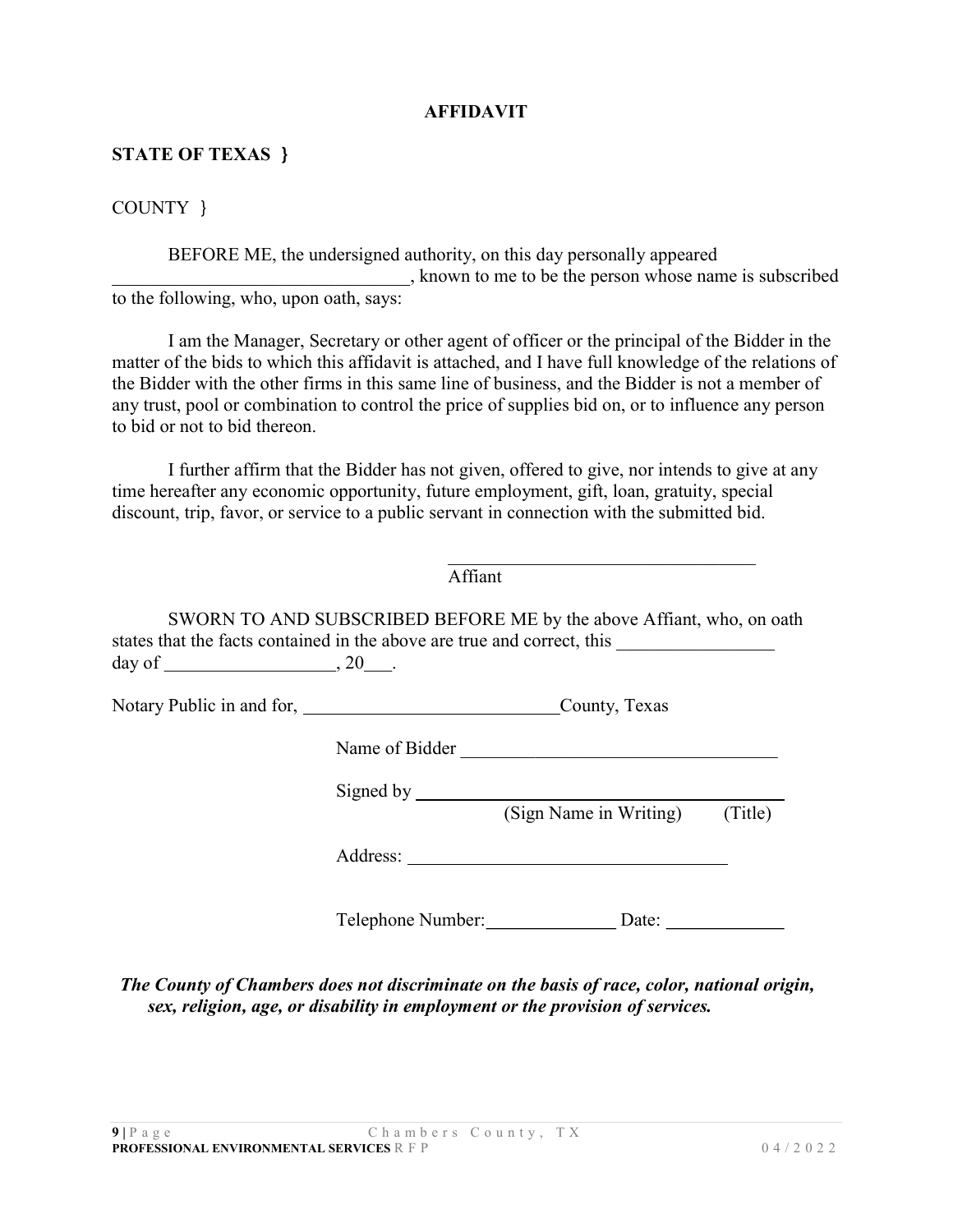# AFFIDAVIT

**STATE OF TEXAS }**

COUNTY }

BEFORE ME, the undersigned authority, on this day personally appeared _______________________________, known to me to be the person whose name is subscribed to the following, who, upon oath, says:

I am the Manager, Secretary or other agent of officer or the principal of the Bidder in the matter of the bids to which this affidavit is attached, and I have full knowledge of the relations of the Bidder with the other firms in this same line of business, and the Bidder is not a member of any trust, pool or combination to control the price of supplies bid on, or to influence any person to bid or not to bid thereon.

I further affirm that the Bidder has not given, offered to give, nor intends to give at any time hereafter any economic opportunity, future employment, gift, loan, gratuity, special discount, trip, favor, or service to a public servant in connection with the submitted bid.

_________________________________
Affiant

SWORN TO AND SUBSCRIBED BEFORE ME by the above Affiant, who, on oath states that the facts contained in the above are true and correct, this _________________ day of __________________, 20___.

Notary Public in and for, ___________________________County, Texas

Name of Bidder __________________________________

Signed by ________________________________________
(Sign Name in Writing) (Title)

Address: __________________________________

Telephone Number:______________ Date: _____________

***The County of Chambers does not discriminate on the basis of race, color, national origin, sex, religion, age, or disability in employment or the provision of services.***